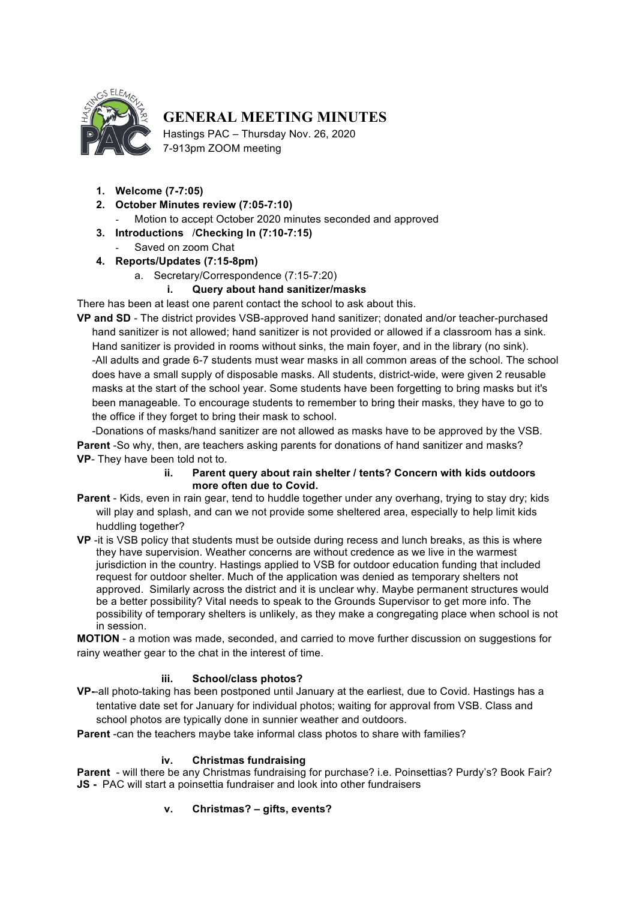# GENERAL MEETING MINUTES

Hastings PAC – Thursday Nov. 26, 2020
7-913pm ZOOM meeting

1. **Welcome (7-7:05)**
2. **October Minutes review (7:05-7:10)**
   - Motion to accept October 2020 minutes seconded and approved
3. **Introductions /Checking In (7:10-7:15)**
   - Saved on zoom Chat
4. **Reports/Updates (7:15-8pm)**
   a. Secretary/Correspondence (7:15-7:20)

   **i. Query about hand sanitizer/masks**

There has been at least one parent contact the school to ask about this.

**VP and SD** - The district provides VSB-approved hand sanitizer; donated and/or teacher-purchased hand sanitizer is not allowed; hand sanitizer is not provided or allowed if a classroom has a sink. Hand sanitizer is provided in rooms without sinks, the main foyer, and in the library (no sink).
-All adults and grade 6-7 students must wear masks in all common areas of the school. The school does have a small supply of disposable masks. All students, district-wide, were given 2 reusable masks at the start of the school year. Some students have been forgetting to bring masks but it's been manageable. To encourage students to remember to bring their masks, they have to go to the office if they forget to bring their mask to school.
-Donations of masks/hand sanitizer are not allowed as masks have to be approved by the VSB.

**Parent** -So why, then, are teachers asking parents for donations of hand sanitizer and masks?
**VP**- They have been told not to.

**ii. Parent query about rain shelter / tents? Concern with kids outdoors more often due to Covid.**

**Parent** - Kids, even in rain gear, tend to huddle together under any overhang, trying to stay dry; kids will play and splash, and can we not provide some sheltered area, especially to help limit kids huddling together?

**VP** -it is VSB policy that students must be outside during recess and lunch breaks, as this is where they have supervision. Weather concerns are without credence as we live in the warmest jurisdiction in the country. Hastings applied to VSB for outdoor education funding that included request for outdoor shelter. Much of the application was denied as temporary shelters not approved. Similarly across the district and it is unclear why. Maybe permanent structures would be a better possibility? Vital needs to speak to the Grounds Supervisor to get more info. The possibility of temporary shelters is unlikely, as they make a congregating place when school is not in session.

**MOTION** - a motion was made, seconded, and carried to move further discussion on suggestions for rainy weather gear to the chat in the interest of time.

**iii. School/class photos?**

**VP-**-all photo-taking has been postponed until January at the earliest, due to Covid. Hastings has a tentative date set for January for individual photos; waiting for approval from VSB. Class and school photos are typically done in sunnier weather and outdoors.

**Parent** -can the teachers maybe take informal class photos to share with families?

**iv. Christmas fundraising**

**Parent** - will there be any Christmas fundraising for purchase? i.e. Poinsettias? Purdy's? Book Fair?
**JS -** PAC will start a poinsettia fundraiser and look into other fundraisers

**v. Christmas? – gifts, events?**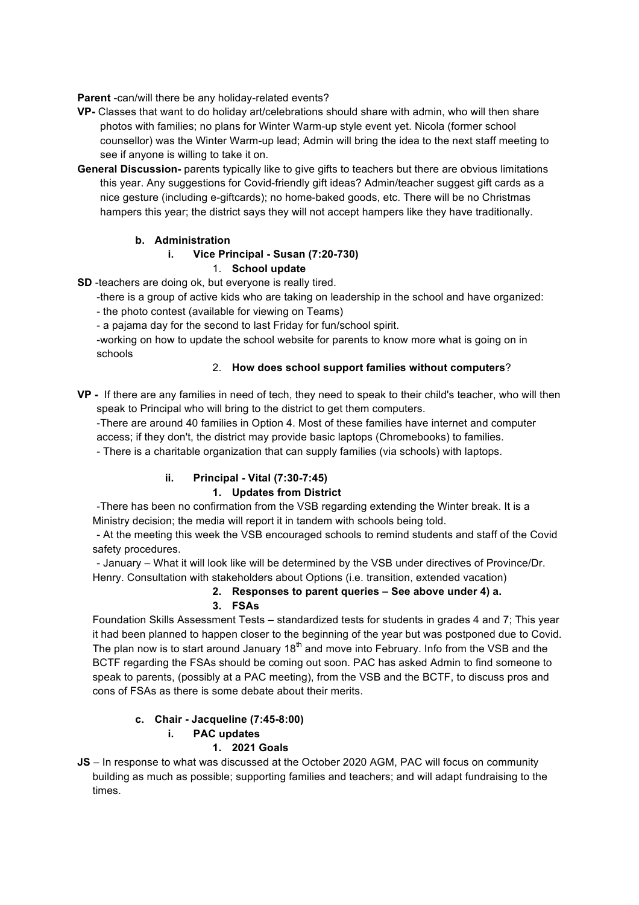**Parent** -can/will there be any holiday-related events?

**VP-** Classes that want to do holiday art/celebrations should share with admin, who will then share photos with families; no plans for Winter Warm-up style event yet. Nicola (former school counsellor) was the Winter Warm-up lead; Admin will bring the idea to the next staff meeting to see if anyone is willing to take it on.

**General Discussion-** parents typically like to give gifts to teachers but there are obvious limitations this year. Any suggestions for Covid-friendly gift ideas? Admin/teacher suggest gift cards as a nice gesture (including e-giftcards); no home-baked goods, etc. There will be no Christmas hampers this year; the district says they will not accept hampers like they have traditionally.

**b. Administration**

**i. Vice Principal - Susan (7:20-730)**

1. **School update**

**SD** -teachers are doing ok, but everyone is really tired.

-there is a group of active kids who are taking on leadership in the school and have organized:

- the photo contest (available for viewing on Teams)
- a pajama day for the second to last Friday for fun/school spirit.

-working on how to update the school website for parents to know more what is going on in schools

2. **How does school support families without computers**?

**VP -** If there are any families in need of tech, they need to speak to their child's teacher, who will then speak to Principal who will bring to the district to get them computers.

-There are around 40 families in Option 4. Most of these families have internet and computer access; if they don't, the district may provide basic laptops (Chromebooks) to families.

- There is a charitable organization that can supply families (via schools) with laptops.

**ii. Principal - Vital (7:30-7:45)**

**1. Updates from District**

-There has been no confirmation from the VSB regarding extending the Winter break. It is a Ministry decision; the media will report it in tandem with schools being told.

- At the meeting this week the VSB encouraged schools to remind students and staff of the Covid safety procedures.

- January – What it will look like will be determined by the VSB under directives of Province/Dr. Henry. Consultation with stakeholders about Options (i.e. transition, extended vacation)

**2. Responses to parent queries – See above under 4) a.**

**3. FSAs**

Foundation Skills Assessment Tests – standardized tests for students in grades 4 and 7; This year it had been planned to happen closer to the beginning of the year but was postponed due to Covid. The plan now is to start around January 18th and move into February. Info from the VSB and the BCTF regarding the FSAs should be coming out soon. PAC has asked Admin to find someone to speak to parents, (possibly at a PAC meeting), from the VSB and the BCTF, to discuss pros and cons of FSAs as there is some debate about their merits.

**c. Chair - Jacqueline (7:45-8:00)**

**i. PAC updates**

**1. 2021 Goals**

**JS** – In response to what was discussed at the October 2020 AGM, PAC will focus on community building as much as possible; supporting families and teachers; and will adapt fundraising to the times.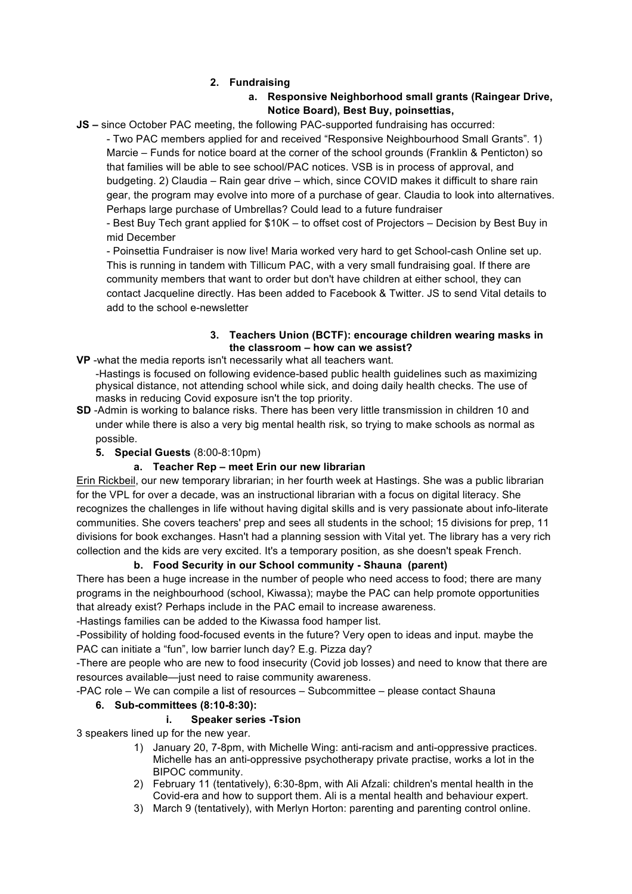2. **Fundraising**

   a. **Responsive Neighborhood small grants (Raingear Drive, Notice Board), Best Buy, poinsettias,**

**JS –** since October PAC meeting, the following PAC-supported fundraising has occurred:

- Two PAC members applied for and received "Responsive Neighbourhood Small Grants". 1) Marcie – Funds for notice board at the corner of the school grounds (Franklin & Penticton) so that families will be able to see school/PAC notices. VSB is in process of approval, and budgeting. 2) Claudia – Rain gear drive – which, since COVID makes it difficult to share rain gear, the program may evolve into more of a purchase of gear. Claudia to look into alternatives. Perhaps large purchase of Umbrellas? Could lead to a future fundraiser
- Best Buy Tech grant applied for $10K – to offset cost of Projectors – Decision by Best Buy in mid December
- Poinsettia Fundraiser is now live! Maria worked very hard to get School-cash Online set up. This is running in tandem with Tillicum PAC, with a very small fundraising goal. If there are community members that want to order but don't have children at either school, they can contact Jacqueline directly. Has been added to Facebook & Twitter. JS to send Vital details to add to the school e-newsletter

3. **Teachers Union (BCTF): encourage children wearing masks in the classroom – how can we assist?**

**VP** -what the media reports isn't necessarily what all teachers want.
-Hastings is focused on following evidence-based public health guidelines such as maximizing physical distance, not attending school while sick, and doing daily health checks. The use of masks in reducing Covid exposure isn't the top priority.

**SD** -Admin is working to balance risks. There has been very little transmission in children 10 and under while there is also a very big mental health risk, so trying to make schools as normal as possible.

5. **Special Guests** (8:00-8:10pm)

   a. **Teacher Rep – meet Erin our new librarian**

Erin Rickbeil, our new temporary librarian; in her fourth week at Hastings. She was a public librarian for the VPL for over a decade, was an instructional librarian with a focus on digital literacy. She recognizes the challenges in life without having digital skills and is very passionate about info-literate communities. She covers teachers' prep and sees all students in the school; 15 divisions for prep, 11 divisions for book exchanges. Hasn't had a planning session with Vital yet. The library has a very rich collection and the kids are very excited. It's a temporary position, as she doesn't speak French.

   b. **Food Security in our School community - Shauna (parent)**

There has been a huge increase in the number of people who need access to food; there are many programs in the neighbourhood (school, Kiwassa); maybe the PAC can help promote opportunities that already exist? Perhaps include in the PAC email to increase awareness.
-Hastings families can be added to the Kiwassa food hamper list.
-Possibility of holding food-focused events in the future? Very open to ideas and input. maybe the PAC can initiate a "fun", low barrier lunch day? E.g. Pizza day?
-There are people who are new to food insecurity (Covid job losses) and need to know that there are resources available—just need to raise community awareness.
-PAC role – We can compile a list of resources – Subcommittee – please contact Shauna

6. **Sub-committees (8:10-8:30):**

   i. **Speaker series -Tsion**

3 speakers lined up for the new year.

1) January 20, 7-8pm, with Michelle Wing: anti-racism and anti-oppressive practices. Michelle has an anti-oppressive psychotherapy private practise, works a lot in the BIPOC community.
2) February 11 (tentatively), 6:30-8pm, with Ali Afzali: children's mental health in the Covid-era and how to support them. Ali is a mental health and behaviour expert.
3) March 9 (tentatively), with Merlyn Horton: parenting and parenting control online.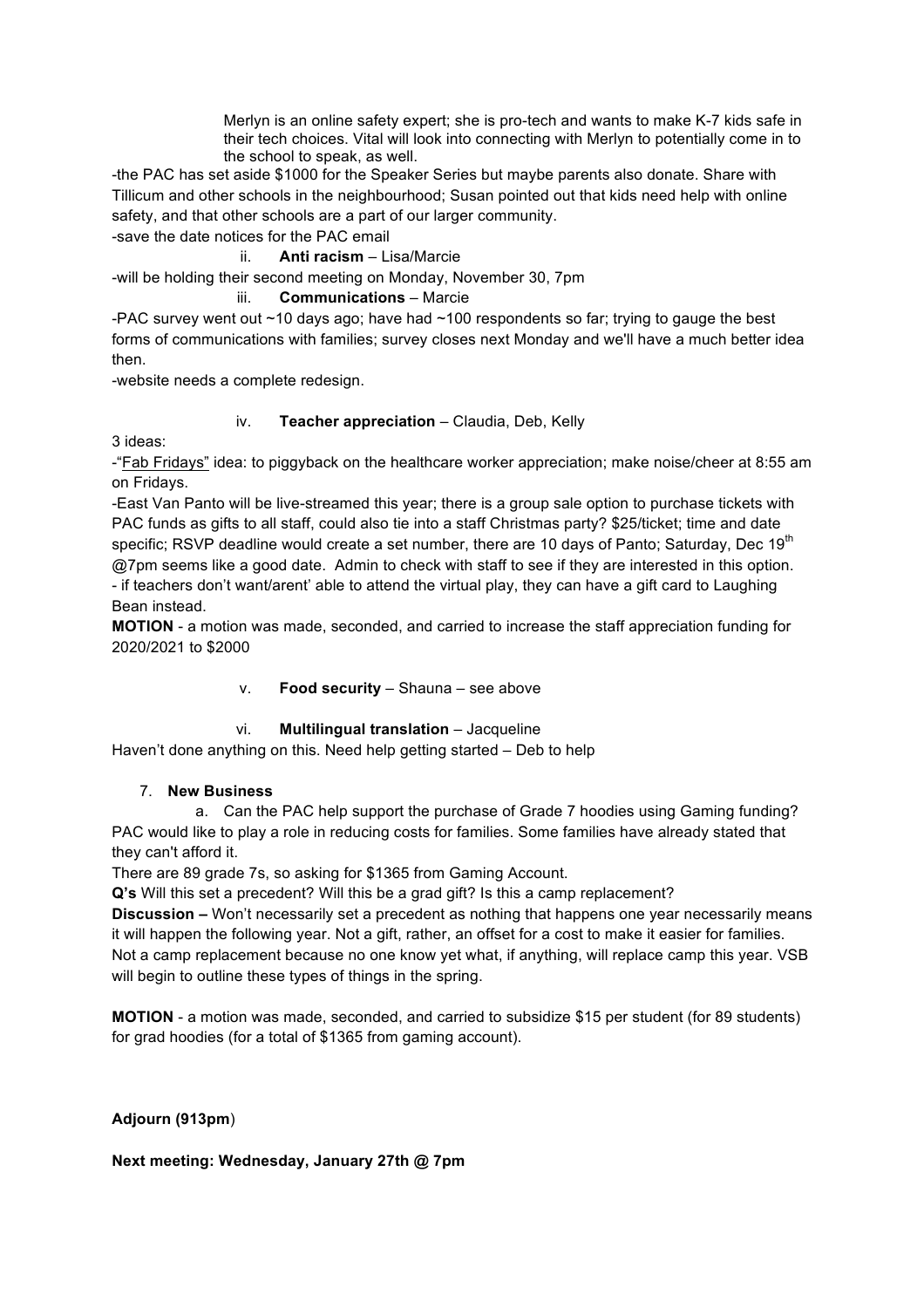Merlyn is an online safety expert; she is pro-tech and wants to make K-7 kids safe in their tech choices. Vital will look into connecting with Merlyn to potentially come in to the school to speak, as well.

-the PAC has set aside $1000 for the Speaker Series but maybe parents also donate. Share with Tillicum and other schools in the neighbourhood; Susan pointed out that kids need help with online safety, and that other schools are a part of our larger community.

-save the date notices for the PAC email

ii. **Anti racism** – Lisa/Marcie

-will be holding their second meeting on Monday, November 30, 7pm

iii. **Communications** – Marcie

-PAC survey went out ~10 days ago; have had ~100 respondents so far; trying to gauge the best forms of communications with families; survey closes next Monday and we'll have a much better idea then.

-website needs a complete redesign.

iv. **Teacher appreciation** – Claudia, Deb, Kelly

3 ideas:

-"Fab Fridays" idea: to piggyback on the healthcare worker appreciation; make noise/cheer at 8:55 am on Fridays.

-East Van Panto will be live-streamed this year; there is a group sale option to purchase tickets with PAC funds as gifts to all staff, could also tie into a staff Christmas party? $25/ticket; time and date specific; RSVP deadline would create a set number, there are 10 days of Panto; Saturday, Dec 19th @7pm seems like a good date. Admin to check with staff to see if they are interested in this option.

- if teachers don't want/arent' able to attend the virtual play, they can have a gift card to Laughing Bean instead.

**MOTION** - a motion was made, seconded, and carried to increase the staff appreciation funding for 2020/2021 to $2000

v. **Food security** – Shauna – see above

vi. **Multilingual translation** – Jacqueline

Haven't done anything on this. Need help getting started – Deb to help

7. **New Business**

a. Can the PAC help support the purchase of Grade 7 hoodies using Gaming funding? PAC would like to play a role in reducing costs for families. Some families have already stated that they can't afford it.

There are 89 grade 7s, so asking for $1365 from Gaming Account.

**Q's** Will this set a precedent? Will this be a grad gift? Is this a camp replacement?

**Discussion –** Won't necessarily set a precedent as nothing that happens one year necessarily means it will happen the following year. Not a gift, rather, an offset for a cost to make it easier for families. Not a camp replacement because no one know yet what, if anything, will replace camp this year. VSB will begin to outline these types of things in the spring.

**MOTION** - a motion was made, seconded, and carried to subsidize $15 per student (for 89 students) for grad hoodies (for a total of $1365 from gaming account).

**Adjourn (913pm**)

**Next meeting: Wednesday, January 27th @ 7pm**